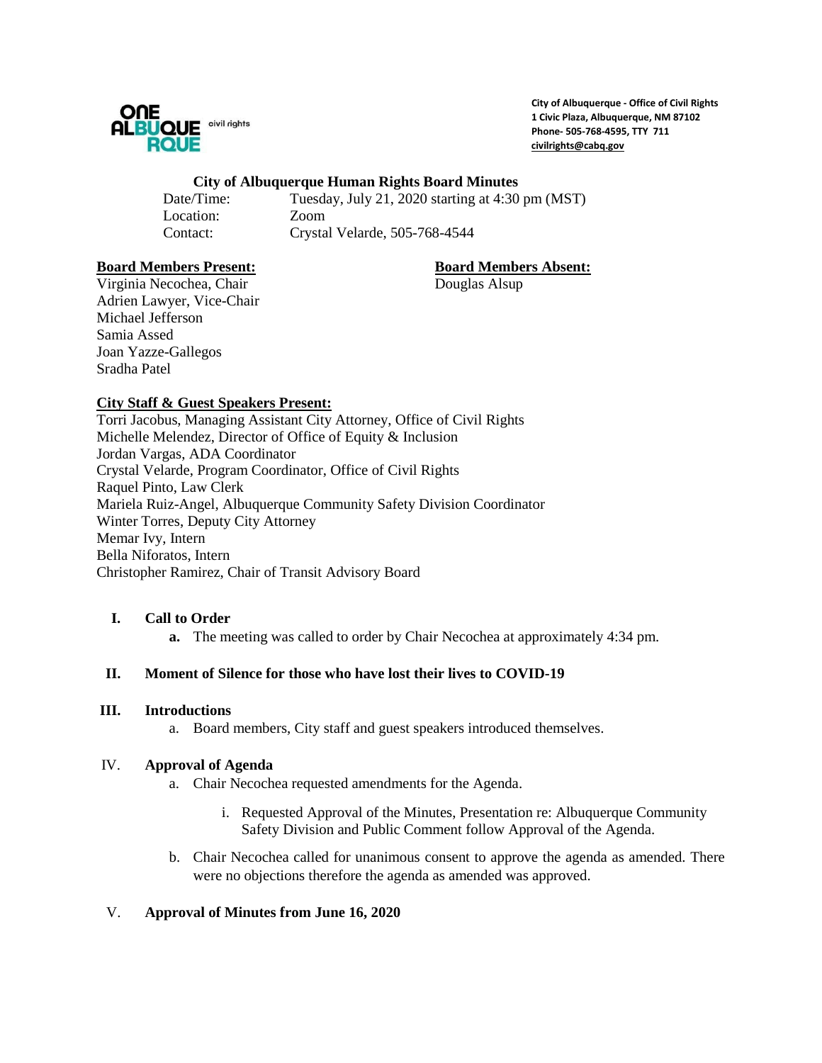ONE ALBUQUERQUE civil rights

City of Albuquerque - Office of Civil Rights
1 Civic Plaza, Albuquerque, NM 87102
Phone- 505-768-4595, TTY 711
civilrights@cabq.gov

# City of Albuquerque Human Rights Board Minutes

Date/Time: Tuesday, July 21, 2020 starting at 4:30 pm (MST)
Location: Zoom
Contact: Crystal Velarde, 505-768-4544

**Board Members Present:**
Virginia Necochea, Chair
Adrien Lawyer, Vice-Chair
Michael Jefferson
Samia Assed
Joan Yazze-Gallegos
Sradha Patel

**Board Members Absent:**
Douglas Alsup

**City Staff & Guest Speakers Present:**
Torri Jacobus, Managing Assistant City Attorney, Office of Civil Rights
Michelle Melendez, Director of Office of Equity & Inclusion
Jordan Vargas, ADA Coordinator
Crystal Velarde, Program Coordinator, Office of Civil Rights
Raquel Pinto, Law Clerk
Mariela Ruiz-Angel, Albuquerque Community Safety Division Coordinator
Winter Torres, Deputy City Attorney
Memar Ivy, Intern
Bella Niforatos, Intern
Christopher Ramirez, Chair of Transit Advisory Board

## I. Call to Order

a. The meeting was called to order by Chair Necochea at approximately 4:34 pm.

## II. Moment of Silence for those who have lost their lives to COVID-19

## III. Introductions

a. Board members, City staff and guest speakers introduced themselves.

## IV. Approval of Agenda

a. Chair Necochea requested amendments for the Agenda.

   i. Requested Approval of the Minutes, Presentation re: Albuquerque Community Safety Division and Public Comment follow Approval of the Agenda.

b. Chair Necochea called for unanimous consent to approve the agenda as amended. There were no objections therefore the agenda as amended was approved.

## V. Approval of Minutes from June 16, 2020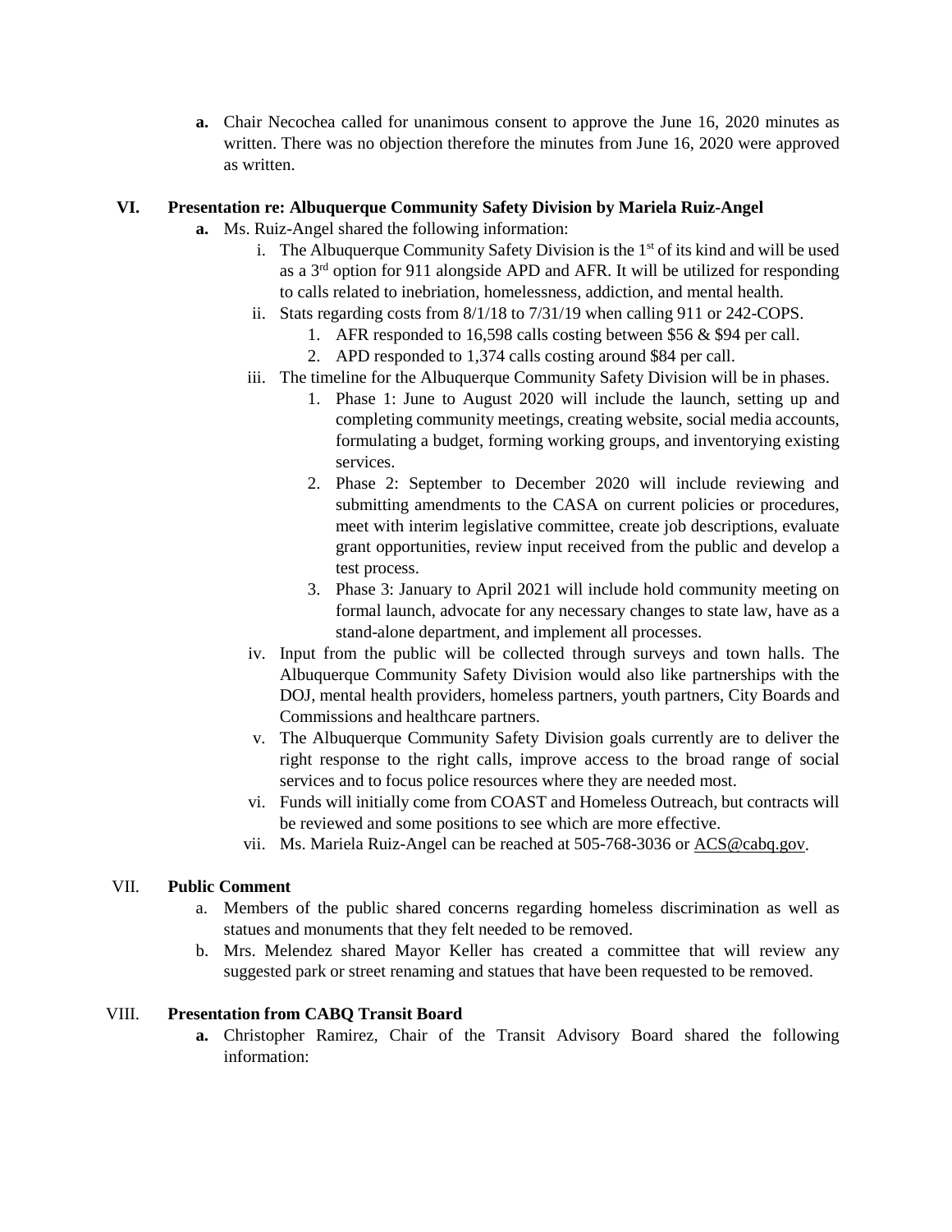**a.** Chair Necochea called for unanimous consent to approve the June 16, 2020 minutes as written. There was no objection therefore the minutes from June 16, 2020 were approved as written.

**VI. Presentation re: Albuquerque Community Safety Division by Mariela Ruiz-Angel**

**a.** Ms. Ruiz-Angel shared the following information:

i. The Albuquerque Community Safety Division is the 1st of its kind and will be used as a 3rd option for 911 alongside APD and AFR. It will be utilized for responding to calls related to inebriation, homelessness, addiction, and mental health.

ii. Stats regarding costs from 8/1/18 to 7/31/19 when calling 911 or 242-COPS.

1. AFR responded to 16,598 calls costing between $56 & $94 per call.
2. APD responded to 1,374 calls costing around $84 per call.

iii. The timeline for the Albuquerque Community Safety Division will be in phases.

1. Phase 1: June to August 2020 will include the launch, setting up and completing community meetings, creating website, social media accounts, formulating a budget, forming working groups, and inventorying existing services.
2. Phase 2: September to December 2020 will include reviewing and submitting amendments to the CASA on current policies or procedures, meet with interim legislative committee, create job descriptions, evaluate grant opportunities, review input received from the public and develop a test process.
3. Phase 3: January to April 2021 will include hold community meeting on formal launch, advocate for any necessary changes to state law, have as a stand-alone department, and implement all processes.

iv. Input from the public will be collected through surveys and town halls. The Albuquerque Community Safety Division would also like partnerships with the DOJ, mental health providers, homeless partners, youth partners, City Boards and Commissions and healthcare partners.

v. The Albuquerque Community Safety Division goals currently are to deliver the right response to the right calls, improve access to the broad range of social services and to focus police resources where they are needed most.

vi. Funds will initially come from COAST and Homeless Outreach, but contracts will be reviewed and some positions to see which are more effective.

vii. Ms. Mariela Ruiz-Angel can be reached at 505-768-3036 or ACS@cabq.gov.

**VII. Public Comment**

a. Members of the public shared concerns regarding homeless discrimination as well as statues and monuments that they felt needed to be removed.

b. Mrs. Melendez shared Mayor Keller has created a committee that will review any suggested park or street renaming and statues that have been requested to be removed.

**VIII. Presentation from CABQ Transit Board**

**a.** Christopher Ramirez, Chair of the Transit Advisory Board shared the following information: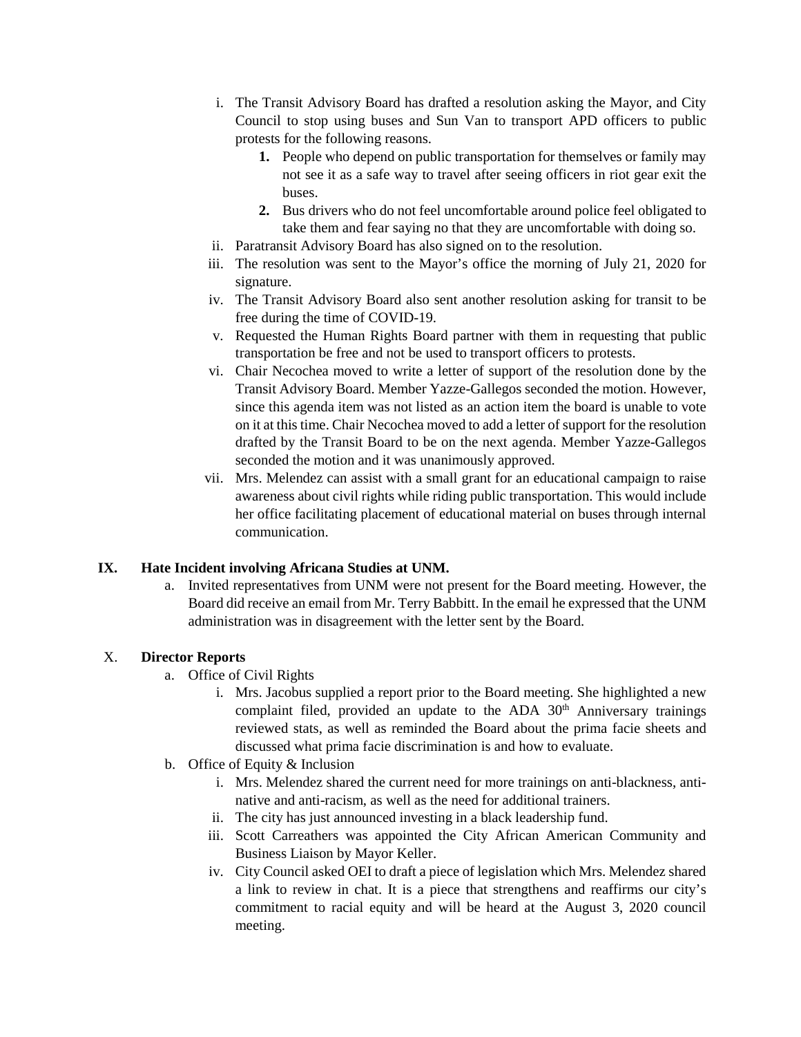i. The Transit Advisory Board has drafted a resolution asking the Mayor, and City Council to stop using buses and Sun Van to transport APD officers to public protests for the following reasons.
   1. People who depend on public transportation for themselves or family may not see it as a safe way to travel after seeing officers in riot gear exit the buses.
   2. Bus drivers who do not feel uncomfortable around police feel obligated to take them and fear saying no that they are uncomfortable with doing so.

ii. Paratransit Advisory Board has also signed on to the resolution.

iii. The resolution was sent to the Mayor's office the morning of July 21, 2020 for signature.

iv. The Transit Advisory Board also sent another resolution asking for transit to be free during the time of COVID-19.

v. Requested the Human Rights Board partner with them in requesting that public transportation be free and not be used to transport officers to protests.

vi. Chair Necochea moved to write a letter of support of the resolution done by the Transit Advisory Board. Member Yazze-Gallegos seconded the motion. However, since this agenda item was not listed as an action item the board is unable to vote on it at this time. Chair Necochea moved to add a letter of support for the resolution drafted by the Transit Board to be on the next agenda. Member Yazze-Gallegos seconded the motion and it was unanimously approved.

vii. Mrs. Melendez can assist with a small grant for an educational campaign to raise awareness about civil rights while riding public transportation. This would include her office facilitating placement of educational material on buses through internal communication.

## IX. Hate Incident involving Africana Studies at UNM.

a. Invited representatives from UNM were not present for the Board meeting. However, the Board did receive an email from Mr. Terry Babbitt. In the email he expressed that the UNM administration was in disagreement with the letter sent by the Board.

## X. Director Reports

a. Office of Civil Rights
   i. Mrs. Jacobus supplied a report prior to the Board meeting. She highlighted a new complaint filed, provided an update to the ADA 30th Anniversary trainings reviewed stats, as well as reminded the Board about the prima facie sheets and discussed what prima facie discrimination is and how to evaluate.

b. Office of Equity & Inclusion
   i. Mrs. Melendez shared the current need for more trainings on anti-blackness, anti-native and anti-racism, as well as the need for additional trainers.
   ii. The city has just announced investing in a black leadership fund.
   iii. Scott Carreathers was appointed the City African American Community and Business Liaison by Mayor Keller.
   iv. City Council asked OEI to draft a piece of legislation which Mrs. Melendez shared a link to review in chat. It is a piece that strengthens and reaffirms our city's commitment to racial equity and will be heard at the August 3, 2020 council meeting.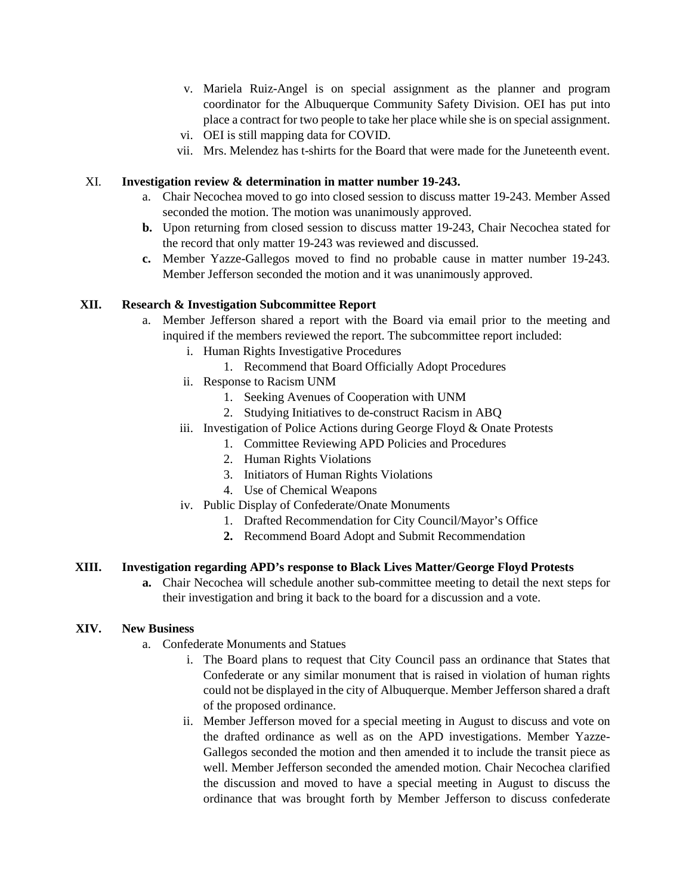v. Mariela Ruiz-Angel is on special assignment as the planner and program coordinator for the Albuquerque Community Safety Division. OEI has put into place a contract for two people to take her place while she is on special assignment.

vi. OEI is still mapping data for COVID.

vii. Mrs. Melendez has t-shirts for the Board that were made for the Juneteenth event.

XI. **Investigation review & determination in matter number 19-243.**

a. Chair Necochea moved to go into closed session to discuss matter 19-243. Member Assed seconded the motion. The motion was unanimously approved.

**b.** Upon returning from closed session to discuss matter 19-243, Chair Necochea stated for the record that only matter 19-243 was reviewed and discussed.

**c.** Member Yazze-Gallegos moved to find no probable cause in matter number 19-243. Member Jefferson seconded the motion and it was unanimously approved.

**XII. Research & Investigation Subcommittee Report**

a. Member Jefferson shared a report with the Board via email prior to the meeting and inquired if the members reviewed the report. The subcommittee report included:

- i. Human Rights Investigative Procedures
  1. Recommend that Board Officially Adopt Procedures
- ii. Response to Racism UNM
  1. Seeking Avenues of Cooperation with UNM
  2. Studying Initiatives to de-construct Racism in ABQ
- iii. Investigation of Police Actions during George Floyd & Onate Protests
  1. Committee Reviewing APD Policies and Procedures
  2. Human Rights Violations
  3. Initiators of Human Rights Violations
  4. Use of Chemical Weapons
- iv. Public Display of Confederate/Onate Monuments
  1. Drafted Recommendation for City Council/Mayor's Office
  2. Recommend Board Adopt and Submit Recommendation

**XIII. Investigation regarding APD's response to Black Lives Matter/George Floyd Protests**

**a.** Chair Necochea will schedule another sub-committee meeting to detail the next steps for their investigation and bring it back to the board for a discussion and a vote.

**XIV. New Business**

a. Confederate Monuments and Statues

i. The Board plans to request that City Council pass an ordinance that States that Confederate or any similar monument that is raised in violation of human rights could not be displayed in the city of Albuquerque. Member Jefferson shared a draft of the proposed ordinance.

ii. Member Jefferson moved for a special meeting in August to discuss and vote on the drafted ordinance as well as on the APD investigations. Member Yazze-Gallegos seconded the motion and then amended it to include the transit piece as well. Member Jefferson seconded the amended motion. Chair Necochea clarified the discussion and moved to have a special meeting in August to discuss the ordinance that was brought forth by Member Jefferson to discuss confederate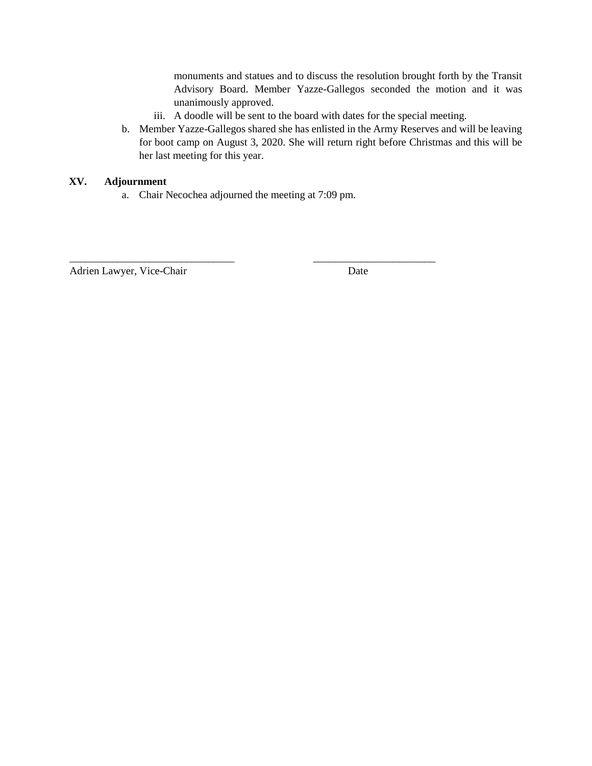monuments and statues and to discuss the resolution brought forth by the Transit Advisory Board. Member Yazze-Gallegos seconded the motion and it was unanimously approved.

   iii. A doodle will be sent to the board with dates for the special meeting.

b. Member Yazze-Gallegos shared she has enlisted in the Army Reserves and will be leaving for boot camp on August 3, 2020. She will return right before Christmas and this will be her last meeting for this year.

**XV. Adjournment**

a. Chair Necochea adjourned the meeting at 7:09 pm.

_______________________________ &nbsp;&nbsp;&nbsp;&nbsp;&nbsp;&nbsp;&nbsp;&nbsp; _______________________

Adrien Lawyer, Vice-Chair &nbsp;&nbsp;&nbsp;&nbsp;&nbsp;&nbsp;&nbsp;&nbsp;&nbsp;&nbsp;&nbsp;&nbsp;&nbsp;&nbsp;&nbsp;&nbsp;&nbsp;&nbsp;&nbsp;&nbsp;&nbsp;&nbsp;&nbsp;&nbsp; Date